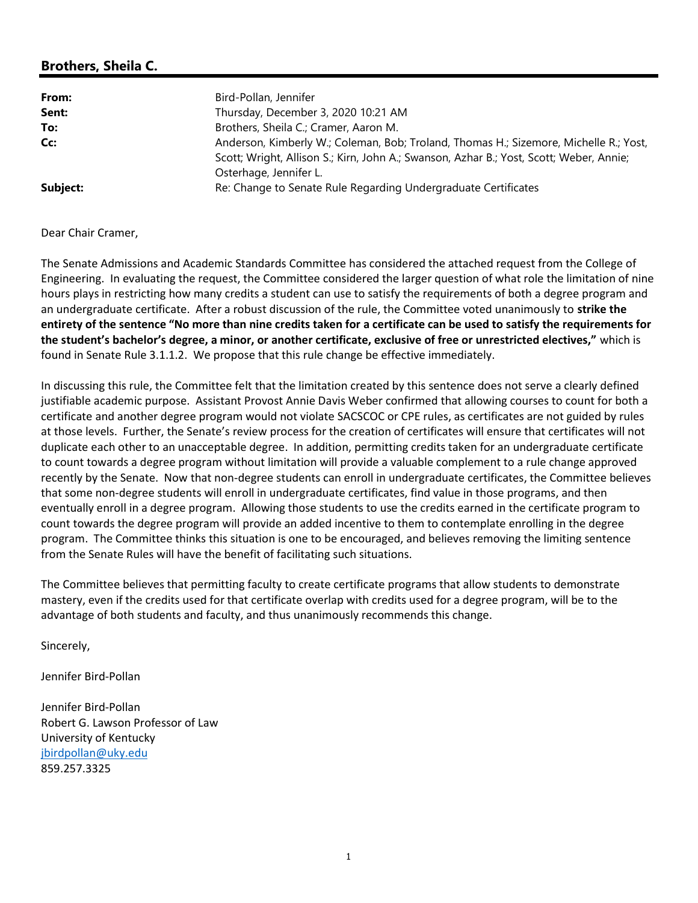## Brothers, Sheila C.

| | |
|---|---|
| **From:** | Bird-Pollan, Jennifer |
| **Sent:** | Thursday, December 3, 2020 10:21 AM |
| **To:** | Brothers, Sheila C.; Cramer, Aaron M. |
| **Cc:** | Anderson, Kimberly W.; Coleman, Bob; Troland, Thomas H.; Sizemore, Michelle R.; Yost, Scott; Wright, Allison S.; Kirn, John A.; Swanson, Azhar B.; Yost, Scott; Weber, Annie; Osterhage, Jennifer L. |
| **Subject:** | Re: Change to Senate Rule Regarding Undergraduate Certificates |

Dear Chair Cramer,

The Senate Admissions and Academic Standards Committee has considered the attached request from the College of Engineering. In evaluating the request, the Committee considered the larger question of what role the limitation of nine hours plays in restricting how many credits a student can use to satisfy the requirements of both a degree program and an undergraduate certificate. After a robust discussion of the rule, the Committee voted unanimously to **strike the entirety of the sentence "No more than nine credits taken for a certificate can be used to satisfy the requirements for the student's bachelor's degree, a minor, or another certificate, exclusive of free or unrestricted electives,"** which is found in Senate Rule 3.1.1.2. We propose that this rule change be effective immediately.

In discussing this rule, the Committee felt that the limitation created by this sentence does not serve a clearly defined justifiable academic purpose. Assistant Provost Annie Davis Weber confirmed that allowing courses to count for both a certificate and another degree program would not violate SACSCOC or CPE rules, as certificates are not guided by rules at those levels. Further, the Senate's review process for the creation of certificates will ensure that certificates will not duplicate each other to an unacceptable degree. In addition, permitting credits taken for an undergraduate certificate to count towards a degree program without limitation will provide a valuable complement to a rule change approved recently by the Senate. Now that non-degree students can enroll in undergraduate certificates, the Committee believes that some non-degree students will enroll in undergraduate certificates, find value in those programs, and then eventually enroll in a degree program. Allowing those students to use the credits earned in the certificate program to count towards the degree program will provide an added incentive to them to contemplate enrolling in the degree program. The Committee thinks this situation is one to be encouraged, and believes removing the limiting sentence from the Senate Rules will have the benefit of facilitating such situations.

The Committee believes that permitting faculty to create certificate programs that allow students to demonstrate mastery, even if the credits used for that certificate overlap with credits used for a degree program, will be to the advantage of both students and faculty, and thus unanimously recommends this change.

Sincerely,

Jennifer Bird-Pollan

Jennifer Bird-Pollan
Robert G. Lawson Professor of Law
University of Kentucky
jbirdpollan@uky.edu
859.257.3325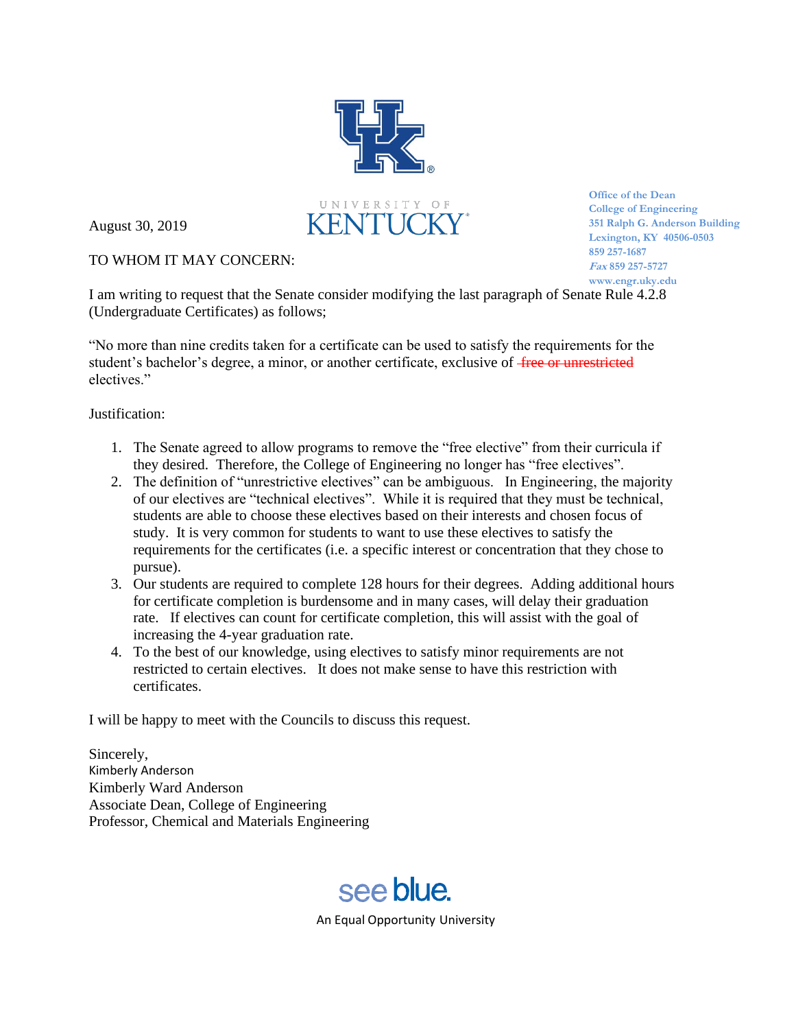UNIVERSITY OF KENTUCKY

Office of the Dean
College of Engineering
351 Ralph G. Anderson Building
Lexington, KY 40506-0503
859 257-1687
*Fax* 859 257-5727
www.engr.uky.edu

August 30, 2019

TO WHOM IT MAY CONCERN:

I am writing to request that the Senate consider modifying the last paragraph of Senate Rule 4.2.8 (Undergraduate Certificates) as follows;

"No more than nine credits taken for a certificate can be used to satisfy the requirements for the student's bachelor's degree, a minor, or another certificate, exclusive of ~~free or unrestricted~~ electives."

Justification:

1. The Senate agreed to allow programs to remove the "free elective" from their curricula if they desired. Therefore, the College of Engineering no longer has "free electives".
2. The definition of "unrestrictive electives" can be ambiguous. In Engineering, the majority of our electives are "technical electives". While it is required that they must be technical, students are able to choose these electives based on their interests and chosen focus of study. It is very common for students to want to use these electives to satisfy the requirements for the certificates (i.e. a specific interest or concentration that they chose to pursue).
3. Our students are required to complete 128 hours for their degrees. Adding additional hours for certificate completion is burdensome and in many cases, will delay their graduation rate. If electives can count for certificate completion, this will assist with the goal of increasing the 4-year graduation rate.
4. To the best of our knowledge, using electives to satisfy minor requirements are not restricted to certain electives. It does not make sense to have this restriction with certificates.

I will be happy to meet with the Councils to discuss this request.

Sincerely,
Kimberly Anderson
Kimberly Ward Anderson
Associate Dean, College of Engineering
Professor, Chemical and Materials Engineering

see blue.

An Equal Opportunity University